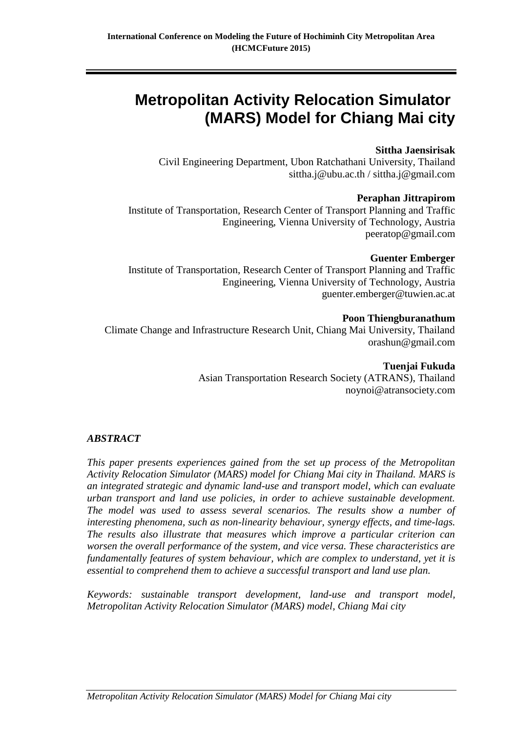# Metropolitan Activity Relocation Simulator (MARS) Model for Chiang Mai city

**Sittha Jaensirisak**
Civil Engineering Department, Ubon Ratchathani University, Thailand
sittha.j@ubu.ac.th / sittha.j@gmail.com

**Peraphan Jittrapirom**
Institute of Transportation, Research Center of Transport Planning and Traffic Engineering, Vienna University of Technology, Austria
peeratop@gmail.com

**Guenter Emberger**
Institute of Transportation, Research Center of Transport Planning and Traffic Engineering, Vienna University of Technology, Austria
guenter.emberger@tuwien.ac.at

**Poon Thiengburanathum**
Climate Change and Infrastructure Research Unit, Chiang Mai University, Thailand
orashun@gmail.com

**Tuenjai Fukuda**
Asian Transportation Research Society (ATRANS), Thailand
noynoi@atransociety.com

## *ABSTRACT*

*This paper presents experiences gained from the set up process of the Metropolitan Activity Relocation Simulator (MARS) model for Chiang Mai city in Thailand. MARS is an integrated strategic and dynamic land-use and transport model, which can evaluate urban transport and land use policies, in order to achieve sustainable development. The model was used to assess several scenarios. The results show a number of interesting phenomena, such as non-linearity behaviour, synergy effects, and time-lags. The results also illustrate that measures which improve a particular criterion can worsen the overall performance of the system, and vice versa. These characteristics are fundamentally features of system behaviour, which are complex to understand, yet it is essential to comprehend them to achieve a successful transport and land use plan.*

*Keywords: sustainable transport development, land-use and transport model, Metropolitan Activity Relocation Simulator (MARS) model, Chiang Mai city*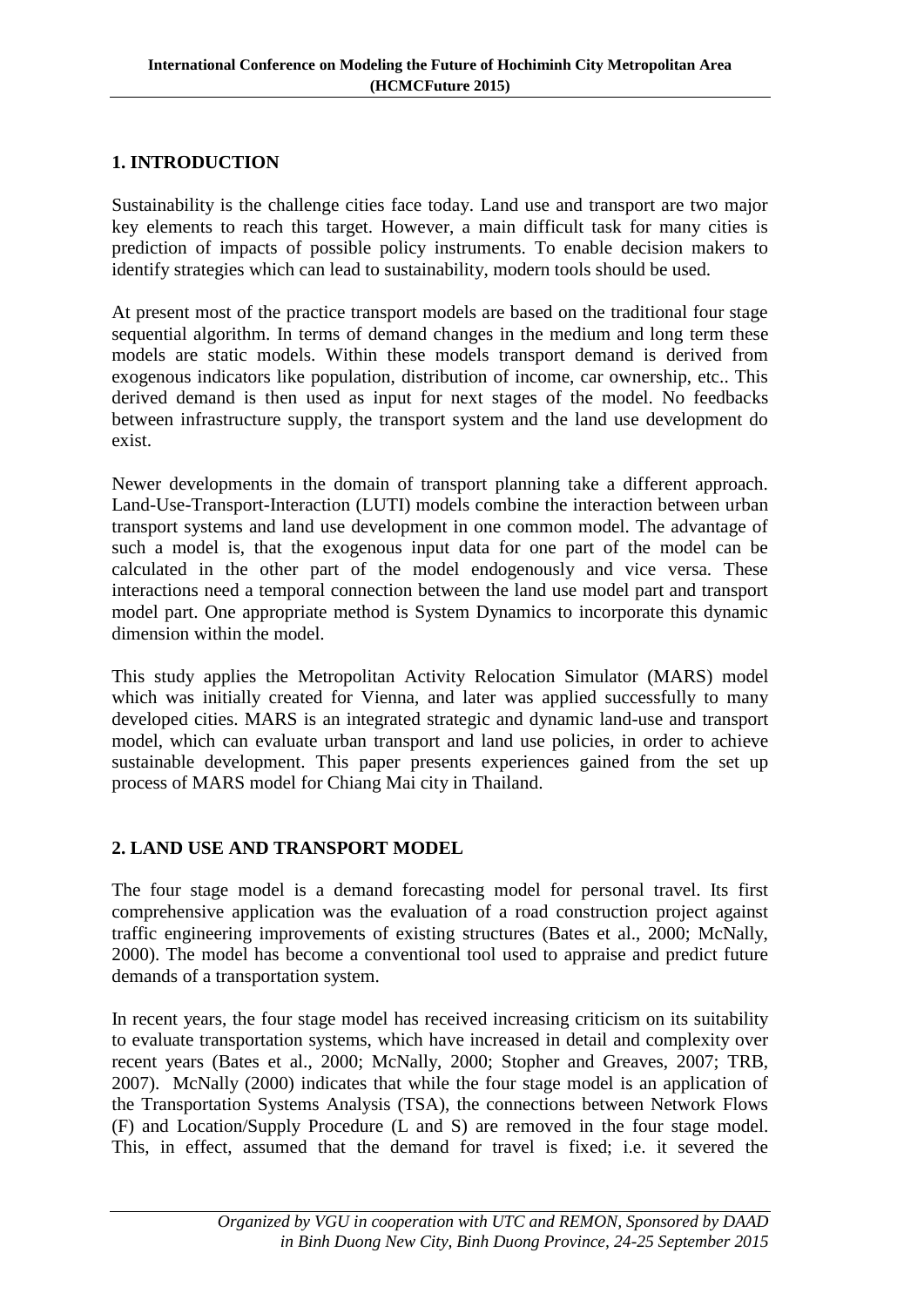## 1. INTRODUCTION

Sustainability is the challenge cities face today. Land use and transport are two major key elements to reach this target. However, a main difficult task for many cities is prediction of impacts of possible policy instruments. To enable decision makers to identify strategies which can lead to sustainability, modern tools should be used.

At present most of the practice transport models are based on the traditional four stage sequential algorithm. In terms of demand changes in the medium and long term these models are static models. Within these models transport demand is derived from exogenous indicators like population, distribution of income, car ownership, etc.. This derived demand is then used as input for next stages of the model. No feedbacks between infrastructure supply, the transport system and the land use development do exist.

Newer developments in the domain of transport planning take a different approach. Land-Use-Transport-Interaction (LUTI) models combine the interaction between urban transport systems and land use development in one common model. The advantage of such a model is, that the exogenous input data for one part of the model can be calculated in the other part of the model endogenously and vice versa. These interactions need a temporal connection between the land use model part and transport model part. One appropriate method is System Dynamics to incorporate this dynamic dimension within the model.

This study applies the Metropolitan Activity Relocation Simulator (MARS) model which was initially created for Vienna, and later was applied successfully to many developed cities. MARS is an integrated strategic and dynamic land-use and transport model, which can evaluate urban transport and land use policies, in order to achieve sustainable development. This paper presents experiences gained from the set up process of MARS model for Chiang Mai city in Thailand.

## 2. LAND USE AND TRANSPORT MODEL

The four stage model is a demand forecasting model for personal travel. Its first comprehensive application was the evaluation of a road construction project against traffic engineering improvements of existing structures (Bates et al., 2000; McNally, 2000). The model has become a conventional tool used to appraise and predict future demands of a transportation system.

In recent years, the four stage model has received increasing criticism on its suitability to evaluate transportation systems, which have increased in detail and complexity over recent years (Bates et al., 2000; McNally, 2000; Stopher and Greaves, 2007; TRB, 2007). McNally (2000) indicates that while the four stage model is an application of the Transportation Systems Analysis (TSA), the connections between Network Flows (F) and Location/Supply Procedure (L and S) are removed in the four stage model. This, in effect, assumed that the demand for travel is fixed; i.e. it severed the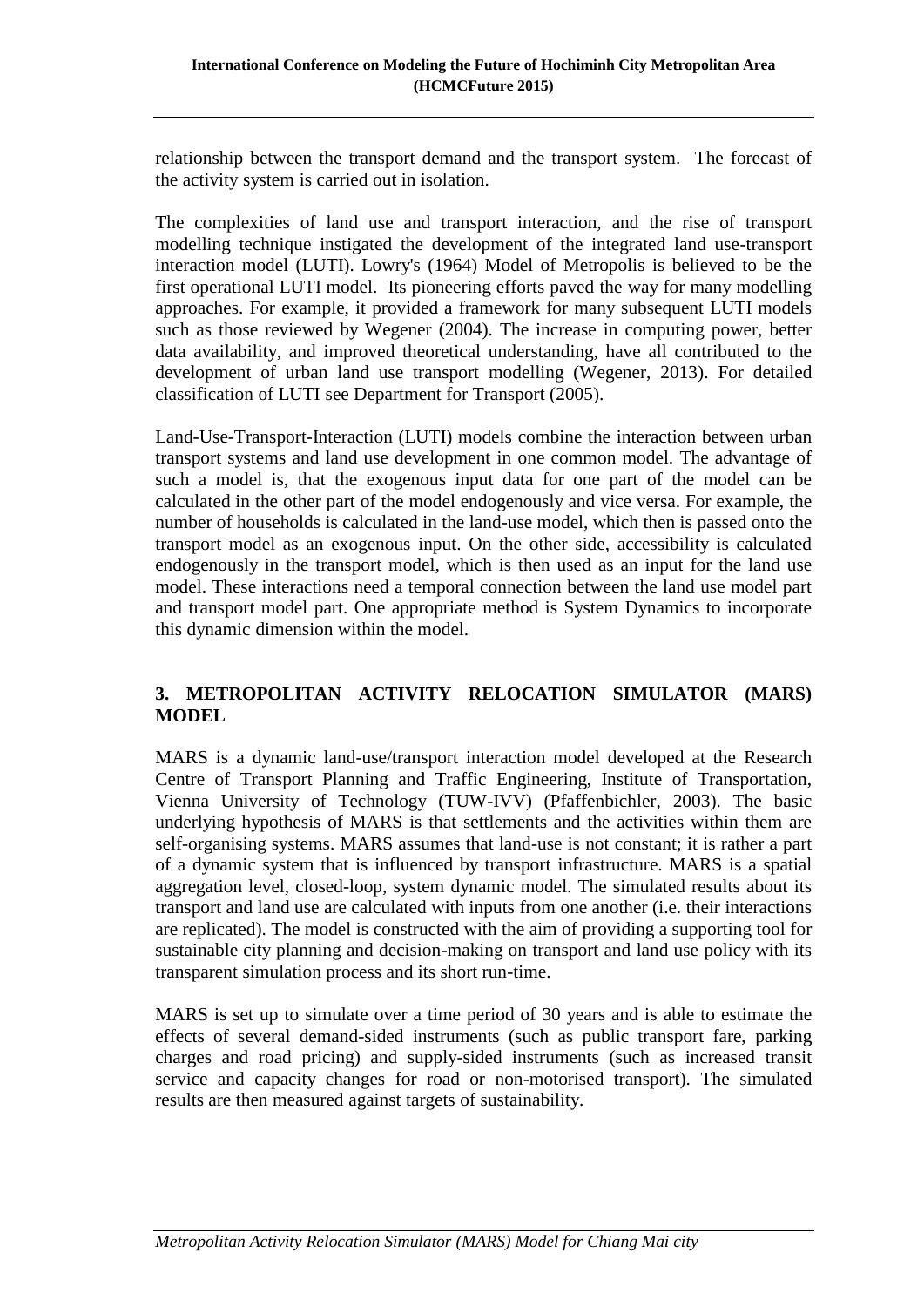relationship between the transport demand and the transport system. The forecast of the activity system is carried out in isolation.

The complexities of land use and transport interaction, and the rise of transport modelling technique instigated the development of the integrated land use-transport interaction model (LUTI). Lowry's (1964) Model of Metropolis is believed to be the first operational LUTI model. Its pioneering efforts paved the way for many modelling approaches. For example, it provided a framework for many subsequent LUTI models such as those reviewed by Wegener (2004). The increase in computing power, better data availability, and improved theoretical understanding, have all contributed to the development of urban land use transport modelling (Wegener, 2013). For detailed classification of LUTI see Department for Transport (2005).

Land-Use-Transport-Interaction (LUTI) models combine the interaction between urban transport systems and land use development in one common model. The advantage of such a model is, that the exogenous input data for one part of the model can be calculated in the other part of the model endogenously and vice versa. For example, the number of households is calculated in the land-use model, which then is passed onto the transport model as an exogenous input. On the other side, accessibility is calculated endogenously in the transport model, which is then used as an input for the land use model. These interactions need a temporal connection between the land use model part and transport model part. One appropriate method is System Dynamics to incorporate this dynamic dimension within the model.

## 3. METROPOLITAN ACTIVITY RELOCATION SIMULATOR (MARS) MODEL

MARS is a dynamic land-use/transport interaction model developed at the Research Centre of Transport Planning and Traffic Engineering, Institute of Transportation, Vienna University of Technology (TUW-IVV) (Pfaffenbichler, 2003). The basic underlying hypothesis of MARS is that settlements and the activities within them are self-organising systems. MARS assumes that land-use is not constant; it is rather a part of a dynamic system that is influenced by transport infrastructure. MARS is a spatial aggregation level, closed-loop, system dynamic model. The simulated results about its transport and land use are calculated with inputs from one another (i.e. their interactions are replicated). The model is constructed with the aim of providing a supporting tool for sustainable city planning and decision-making on transport and land use policy with its transparent simulation process and its short run-time.

MARS is set up to simulate over a time period of 30 years and is able to estimate the effects of several demand-sided instruments (such as public transport fare, parking charges and road pricing) and supply-sided instruments (such as increased transit service and capacity changes for road or non-motorised transport). The simulated results are then measured against targets of sustainability.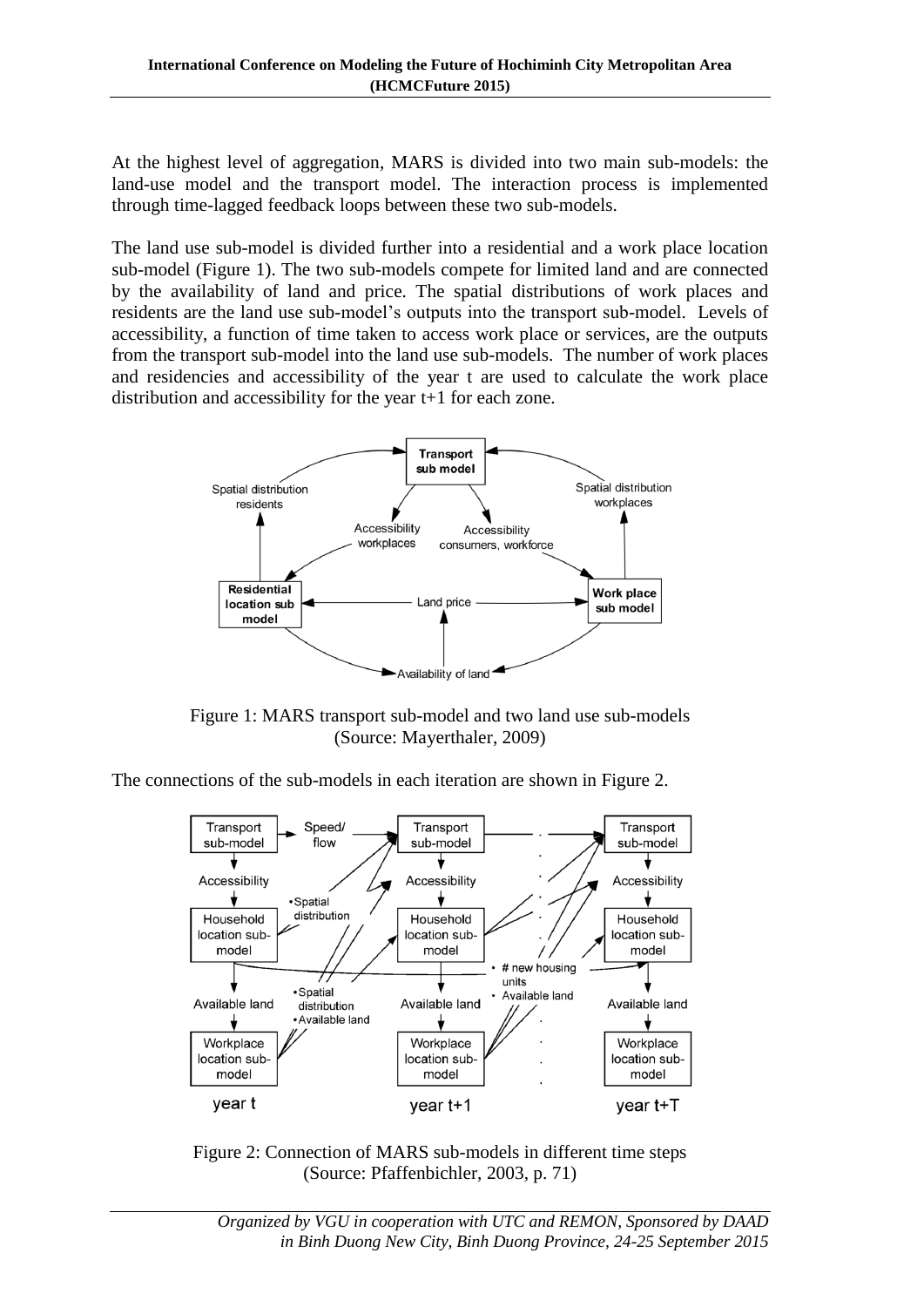At the highest level of aggregation, MARS is divided into two main sub-models: the land-use model and the transport model. The interaction process is implemented through time-lagged feedback loops between these two sub-models.

The land use sub-model is divided further into a residential and a work place location sub-model (Figure 1). The two sub-models compete for limited land and are connected by the availability of land and price. The spatial distributions of work places and residents are the land use sub-model's outputs into the transport sub-model. Levels of accessibility, a function of time taken to access work place or services, are the outputs from the transport sub-model into the land use sub-models. The number of work places and residencies and accessibility of the year t are used to calculate the work place distribution and accessibility for the year t+1 for each zone.

Figure 1: MARS transport sub-model and two land use sub-models (Source: Mayerthaler, 2009)

The connections of the sub-models in each iteration are shown in Figure 2.

Figure 2: Connection of MARS sub-models in different time steps (Source: Pfaffenbichler, 2003, p. 71)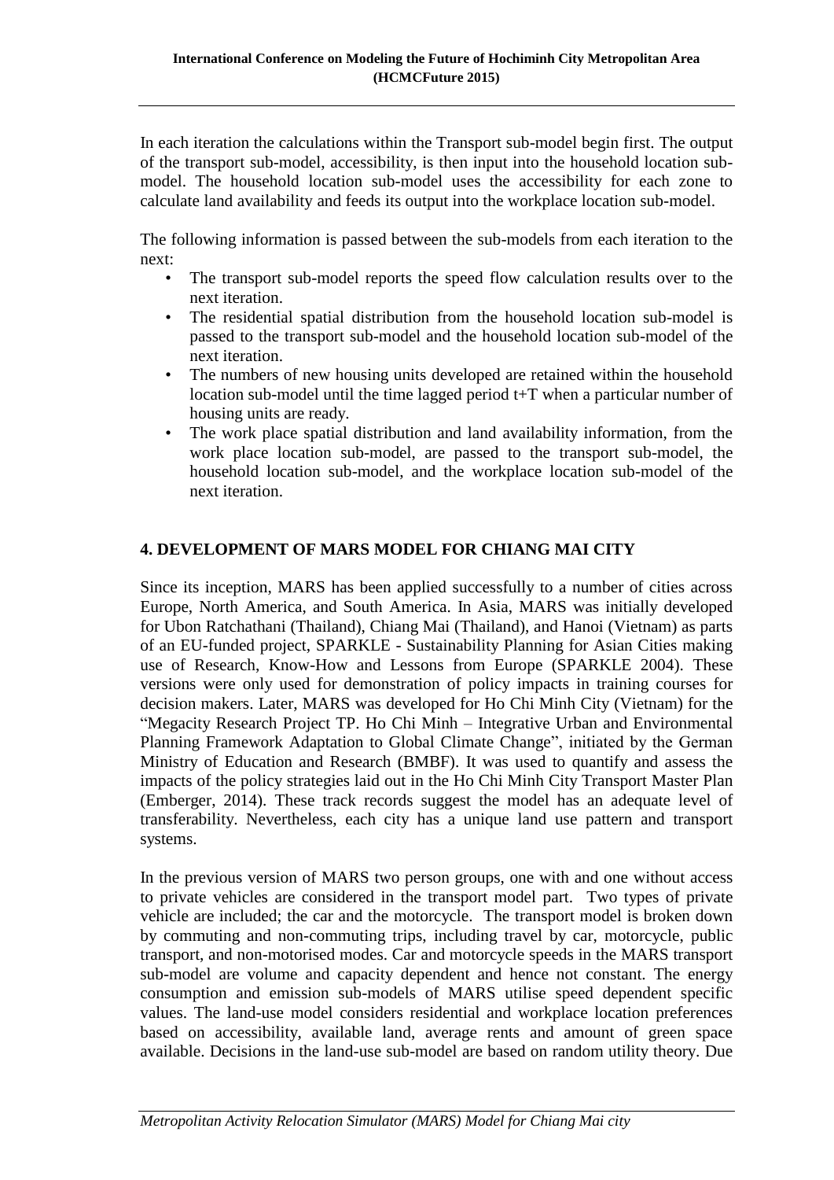In each iteration the calculations within the Transport sub-model begin first. The output of the transport sub-model, accessibility, is then input into the household location sub-model. The household location sub-model uses the accessibility for each zone to calculate land availability and feeds its output into the workplace location sub-model.

The following information is passed between the sub-models from each iteration to the next:

- The transport sub-model reports the speed flow calculation results over to the next iteration.
- The residential spatial distribution from the household location sub-model is passed to the transport sub-model and the household location sub-model of the next iteration.
- The numbers of new housing units developed are retained within the household location sub-model until the time lagged period t+T when a particular number of housing units are ready.
- The work place spatial distribution and land availability information, from the work place location sub-model, are passed to the transport sub-model, the household location sub-model, and the workplace location sub-model of the next iteration.

## 4. DEVELOPMENT OF MARS MODEL FOR CHIANG MAI CITY

Since its inception, MARS has been applied successfully to a number of cities across Europe, North America, and South America. In Asia, MARS was initially developed for Ubon Ratchathani (Thailand), Chiang Mai (Thailand), and Hanoi (Vietnam) as parts of an EU-funded project, SPARKLE - Sustainability Planning for Asian Cities making use of Research, Know-How and Lessons from Europe (SPARKLE 2004). These versions were only used for demonstration of policy impacts in training courses for decision makers. Later, MARS was developed for Ho Chi Minh City (Vietnam) for the "Megacity Research Project TP. Ho Chi Minh – Integrative Urban and Environmental Planning Framework Adaptation to Global Climate Change", initiated by the German Ministry of Education and Research (BMBF). It was used to quantify and assess the impacts of the policy strategies laid out in the Ho Chi Minh City Transport Master Plan (Emberger, 2014). These track records suggest the model has an adequate level of transferability. Nevertheless, each city has a unique land use pattern and transport systems.

In the previous version of MARS two person groups, one with and one without access to private vehicles are considered in the transport model part. Two types of private vehicle are included; the car and the motorcycle. The transport model is broken down by commuting and non-commuting trips, including travel by car, motorcycle, public transport, and non-motorised modes. Car and motorcycle speeds in the MARS transport sub-model are volume and capacity dependent and hence not constant. The energy consumption and emission sub-models of MARS utilise speed dependent specific values. The land-use model considers residential and workplace location preferences based on accessibility, available land, average rents and amount of green space available. Decisions in the land-use sub-model are based on random utility theory. Due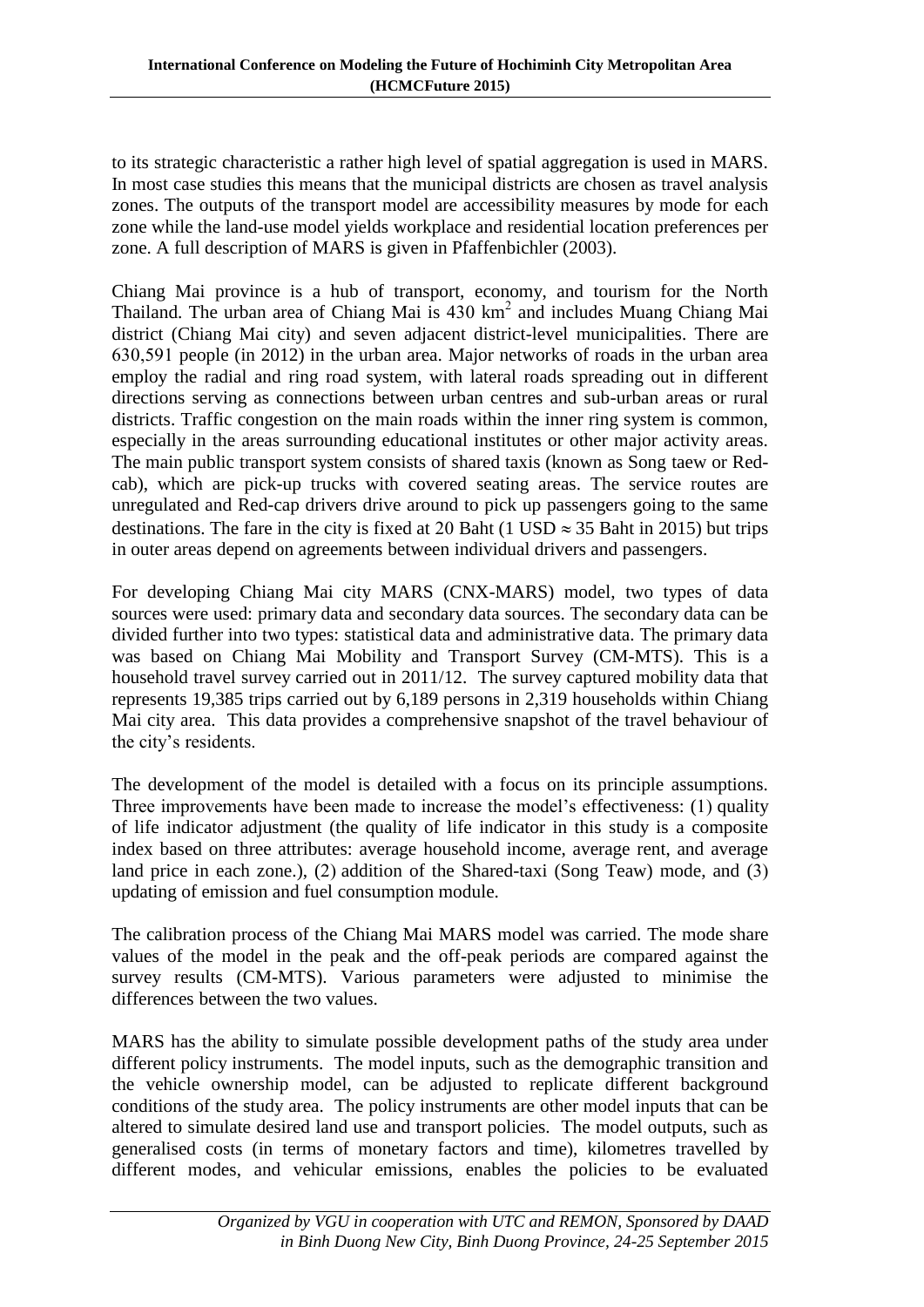to its strategic characteristic a rather high level of spatial aggregation is used in MARS. In most case studies this means that the municipal districts are chosen as travel analysis zones. The outputs of the transport model are accessibility measures by mode for each zone while the land-use model yields workplace and residential location preferences per zone. A full description of MARS is given in Pfaffenbichler (2003).

Chiang Mai province is a hub of transport, economy, and tourism for the North Thailand. The urban area of Chiang Mai is 430 km$^2$ and includes Muang Chiang Mai district (Chiang Mai city) and seven adjacent district-level municipalities. There are 630,591 people (in 2012) in the urban area. Major networks of roads in the urban area employ the radial and ring road system, with lateral roads spreading out in different directions serving as connections between urban centres and sub-urban areas or rural districts. Traffic congestion on the main roads within the inner ring system is common, especially in the areas surrounding educational institutes or other major activity areas. The main public transport system consists of shared taxis (known as Song taew or Red-cab), which are pick-up trucks with covered seating areas. The service routes are unregulated and Red-cap drivers drive around to pick up passengers going to the same destinations. The fare in the city is fixed at 20 Baht (1 USD $\approx$ 35 Baht in 2015) but trips in outer areas depend on agreements between individual drivers and passengers.

For developing Chiang Mai city MARS (CNX-MARS) model, two types of data sources were used: primary data and secondary data sources. The secondary data can be divided further into two types: statistical data and administrative data. The primary data was based on Chiang Mai Mobility and Transport Survey (CM-MTS). This is a household travel survey carried out in 2011/12. The survey captured mobility data that represents 19,385 trips carried out by 6,189 persons in 2,319 households within Chiang Mai city area. This data provides a comprehensive snapshot of the travel behaviour of the city's residents.

The development of the model is detailed with a focus on its principle assumptions. Three improvements have been made to increase the model's effectiveness: (1) quality of life indicator adjustment (the quality of life indicator in this study is a composite index based on three attributes: average household income, average rent, and average land price in each zone.), (2) addition of the Shared-taxi (Song Teaw) mode, and (3) updating of emission and fuel consumption module.

The calibration process of the Chiang Mai MARS model was carried. The mode share values of the model in the peak and the off-peak periods are compared against the survey results (CM-MTS). Various parameters were adjusted to minimise the differences between the two values.

MARS has the ability to simulate possible development paths of the study area under different policy instruments. The model inputs, such as the demographic transition and the vehicle ownership model, can be adjusted to replicate different background conditions of the study area. The policy instruments are other model inputs that can be altered to simulate desired land use and transport policies. The model outputs, such as generalised costs (in terms of monetary factors and time), kilometres travelled by different modes, and vehicular emissions, enables the policies to be evaluated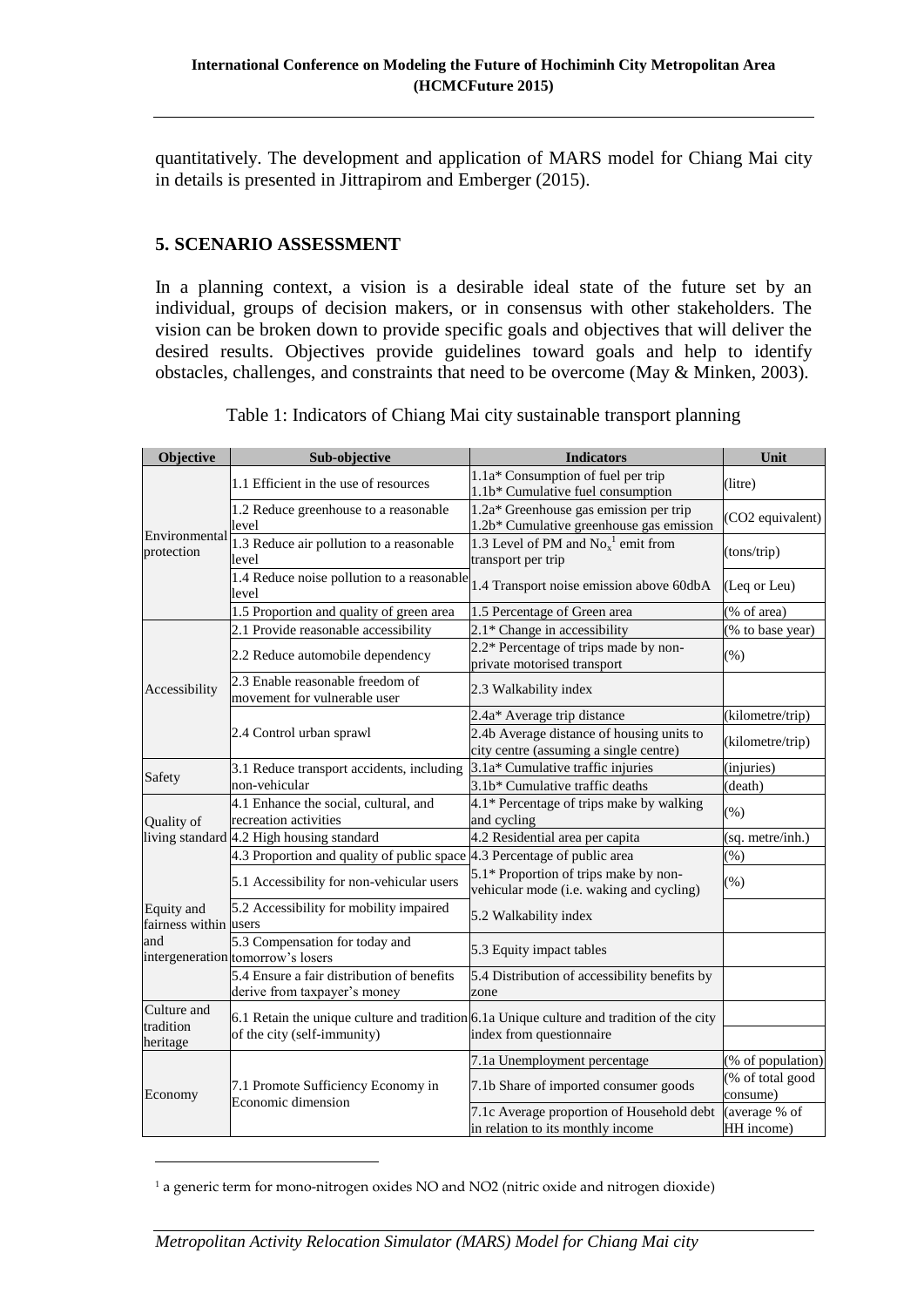quantitatively. The development and application of MARS model for Chiang Mai city in details is presented in Jittrapirom and Emberger (2015).

## 5. SCENARIO ASSESSMENT

In a planning context, a vision is a desirable ideal state of the future set by an individual, groups of decision makers, or in consensus with other stakeholders. The vision can be broken down to provide specific goals and objectives that will deliver the desired results. Objectives provide guidelines toward goals and help to identify obstacles, challenges, and constraints that need to be overcome (May & Minken, 2003).

Table 1: Indicators of Chiang Mai city sustainable transport planning

| Objective | Sub-objective | Indicators | Unit |
|---|---|---|---|
| Environmental protection | 1.1 Efficient in the use of resources | 1.1a* Consumption of fuel per trip<br>1.1b* Cumulative fuel consumption | (litre) |
| | 1.2 Reduce greenhouse to a reasonable level | 1.2a* Greenhouse gas emission per trip<br>1.2b* Cumulative greenhouse gas emission | ($CO_2$ equivalent) |
| | 1.3 Reduce air pollution to a reasonable level | 1.3 Level of PM and $No_x$[1] emit from transport per trip | (tons/trip) |
| | 1.4 Reduce noise pollution to a reasonable level | 1.4 Transport noise emission above 60dbA | (Leq or Leu) |
| | 1.5 Proportion and quality of green area | 1.5 Percentage of Green area | (% of area) |
| Accessibility | 2.1 Provide reasonable accessibility | 2.1* Change in accessibility | (% to base year) |
| | 2.2 Reduce automobile dependency | 2.2* Percentage of trips made by non-private motorised transport | (%) |
| | 2.3 Enable reasonable freedom of movement for vulnerable user | 2.3 Walkability index | |
| | 2.4 Control urban sprawl | 2.4a* Average trip distance | (kilometre/trip) |
| | | 2.4b Average distance of housing units to city centre (assuming a single centre) | (kilometre/trip) |
| Safety | 3.1 Reduce transport accidents, including non-vehicular | 3.1a* Cumulative traffic injuries | (injuries) |
| | | 3.1b* Cumulative traffic deaths | (death) |
| Quality of living standard | 4.1 Enhance the social, cultural, and recreation activities | 4.1* Percentage of trips make by walking and cycling | (%) |
| | 4.2 High housing standard | 4.2 Residential area per capita | (sq. metre/inh.) |
| | 4.3 Proportion and quality of public space | 4.3 Percentage of public area | (%) |
| Equity and fairness within and intergeneration | 5.1 Accessibility for non-vehicular users | 5.1* Proportion of trips make by non-vehicular mode (i.e. waking and cycling) | (%) |
| | 5.2 Accessibility for mobility impaired users | 5.2 Walkability index | |
| | 5.3 Compensation for today and tomorrow's losers | 5.3 Equity impact tables | |
| | 5.4 Ensure a fair distribution of benefits derive from taxpayer's money | 5.4 Distribution of accessibility benefits by zone | |
| Culture and tradition heritage | 6.1 Retain the unique culture and tradition of the city (self-immunity) | 6.1a Unique culture and tradition of the city index from questionnaire | |
| Economy | 7.1 Promote Sufficiency Economy in Economic dimension | 7.1a Unemployment percentage | (% of population) |
| | | 7.1b Share of imported consumer goods | (% of total good consume) |
| | | 7.1c Average proportion of Household debt in relation to its monthly income | (average % of HH income) |

[1] a generic term for mono-nitrogen oxides NO and $NO_2$ (nitric oxide and nitrogen dioxide)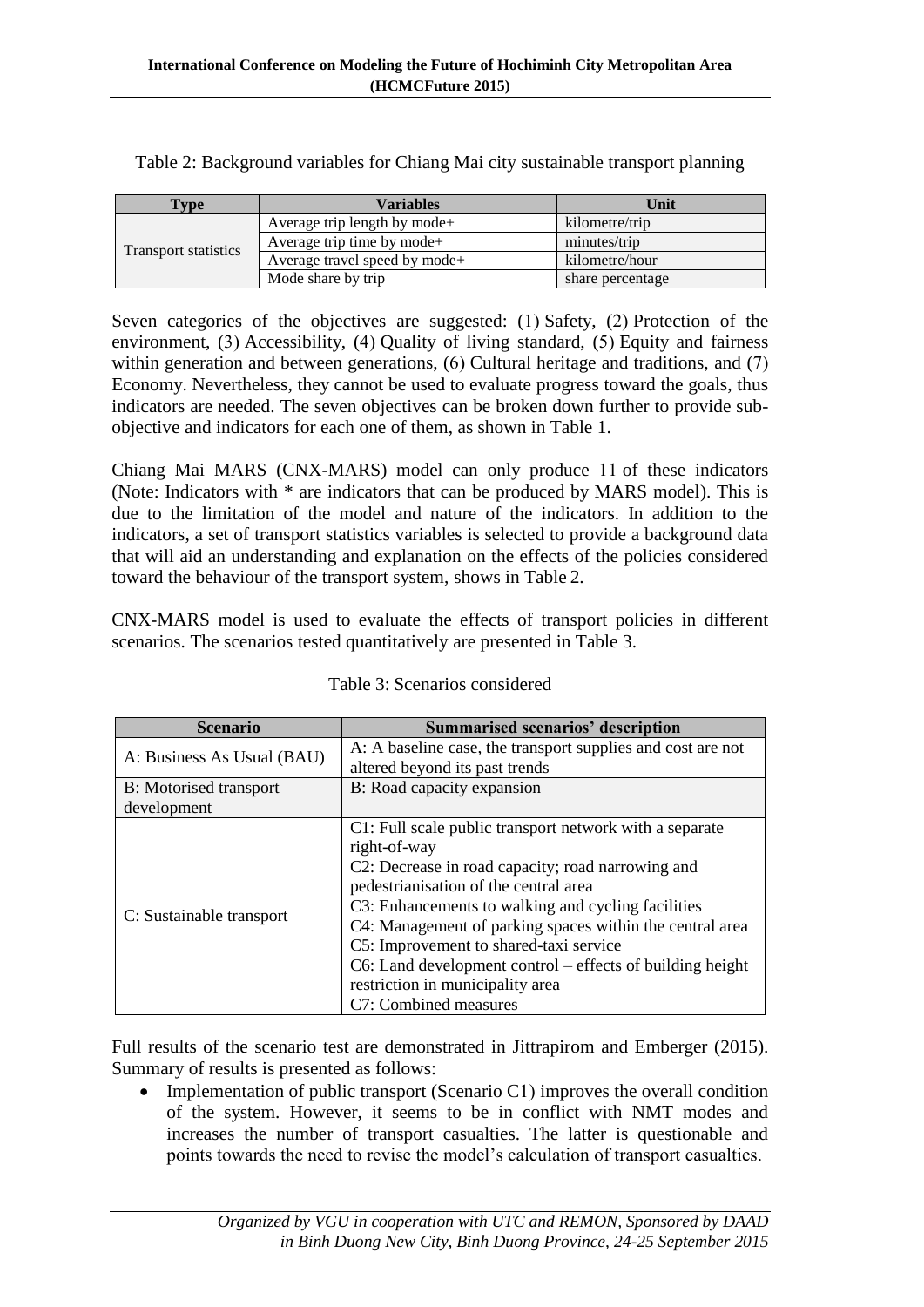Table 2: Background variables for Chiang Mai city sustainable transport planning

| Type | Variables | Unit |
|---|---|---|
| Transport statistics | Average trip length by mode+ | kilometre/trip |
| | Average trip time by mode+ | minutes/trip |
| | Average travel speed by mode+ | kilometre/hour |
| | Mode share by trip | share percentage |

Seven categories of the objectives are suggested: (1) Safety, (2) Protection of the environment, (3) Accessibility, (4) Quality of living standard, (5) Equity and fairness within generation and between generations, (6) Cultural heritage and traditions, and (7) Economy. Nevertheless, they cannot be used to evaluate progress toward the goals, thus indicators are needed. The seven objectives can be broken down further to provide sub-objective and indicators for each one of them, as shown in Table 1.

Chiang Mai MARS (CNX-MARS) model can only produce 11 of these indicators (Note: Indicators with * are indicators that can be produced by MARS model). This is due to the limitation of the model and nature of the indicators. In addition to the indicators, a set of transport statistics variables is selected to provide a background data that will aid an understanding and explanation on the effects of the policies considered toward the behaviour of the transport system, shows in Table 2.

CNX-MARS model is used to evaluate the effects of transport policies in different scenarios. The scenarios tested quantitatively are presented in Table 3.

Table 3: Scenarios considered

| Scenario | Summarised scenarios' description |
|---|---|
| A: Business As Usual (BAU) | A: A baseline case, the transport supplies and cost are not altered beyond its past trends |
| B: Motorised transport development | B: Road capacity expansion |
| C: Sustainable transport | C1: Full scale public transport network with a separate right-of-way<br>C2: Decrease in road capacity; road narrowing and pedestrianisation of the central area<br>C3: Enhancements to walking and cycling facilities<br>C4: Management of parking spaces within the central area<br>C5: Improvement to shared-taxi service<br>C6: Land development control – effects of building height restriction in municipality area<br>C7: Combined measures |

Full results of the scenario test are demonstrated in Jittrapirom and Emberger (2015). Summary of results is presented as follows:

- Implementation of public transport (Scenario C1) improves the overall condition of the system. However, it seems to be in conflict with NMT modes and increases the number of transport casualties. The latter is questionable and points towards the need to revise the model's calculation of transport casualties.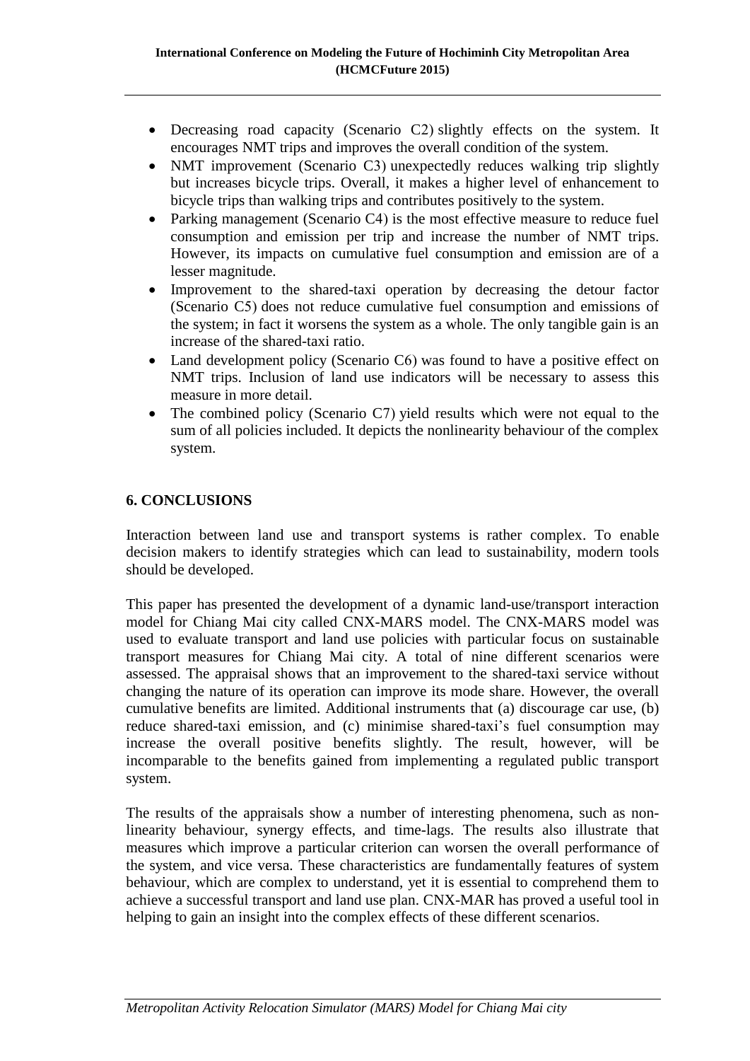- Decreasing road capacity (Scenario C2) slightly effects on the system. It encourages NMT trips and improves the overall condition of the system.
- NMT improvement (Scenario C3) unexpectedly reduces walking trip slightly but increases bicycle trips. Overall, it makes a higher level of enhancement to bicycle trips than walking trips and contributes positively to the system.
- Parking management (Scenario C4) is the most effective measure to reduce fuel consumption and emission per trip and increase the number of NMT trips. However, its impacts on cumulative fuel consumption and emission are of a lesser magnitude.
- Improvement to the shared-taxi operation by decreasing the detour factor (Scenario C5) does not reduce cumulative fuel consumption and emissions of the system; in fact it worsens the system as a whole. The only tangible gain is an increase of the shared-taxi ratio.
- Land development policy (Scenario C6) was found to have a positive effect on NMT trips. Inclusion of land use indicators will be necessary to assess this measure in more detail.
- The combined policy (Scenario C7) yield results which were not equal to the sum of all policies included. It depicts the nonlinearity behaviour of the complex system.

## 6. CONCLUSIONS

Interaction between land use and transport systems is rather complex. To enable decision makers to identify strategies which can lead to sustainability, modern tools should be developed.

This paper has presented the development of a dynamic land-use/transport interaction model for Chiang Mai city called CNX-MARS model. The CNX-MARS model was used to evaluate transport and land use policies with particular focus on sustainable transport measures for Chiang Mai city. A total of nine different scenarios were assessed. The appraisal shows that an improvement to the shared-taxi service without changing the nature of its operation can improve its mode share. However, the overall cumulative benefits are limited. Additional instruments that (a) discourage car use, (b) reduce shared-taxi emission, and (c) minimise shared-taxi's fuel consumption may increase the overall positive benefits slightly. The result, however, will be incomparable to the benefits gained from implementing a regulated public transport system.

The results of the appraisals show a number of interesting phenomena, such as non-linearity behaviour, synergy effects, and time-lags. The results also illustrate that measures which improve a particular criterion can worsen the overall performance of the system, and vice versa. These characteristics are fundamentally features of system behaviour, which are complex to understand, yet it is essential to comprehend them to achieve a successful transport and land use plan. CNX-MAR has proved a useful tool in helping to gain an insight into the complex effects of these different scenarios.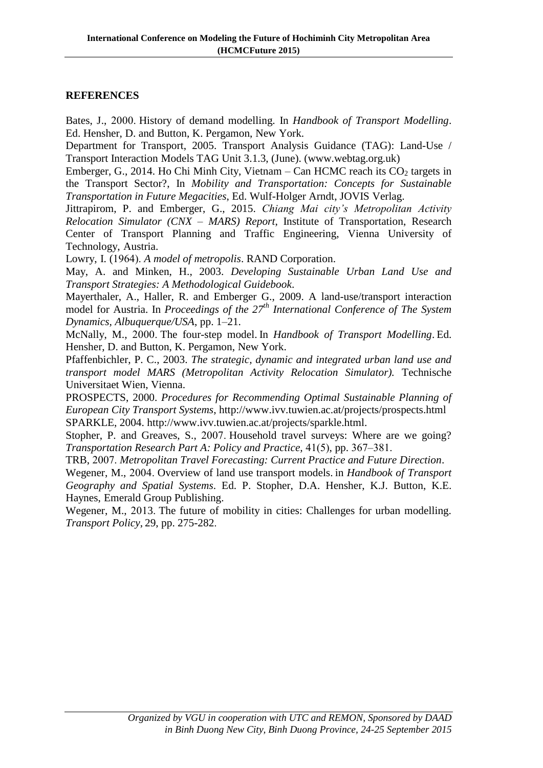## REFERENCES

Bates, J., 2000. History of demand modelling. In *Handbook of Transport Modelling*. Ed. Hensher, D. and Button, K. Pergamon, New York.

Department for Transport, 2005. Transport Analysis Guidance (TAG): Land-Use / Transport Interaction Models TAG Unit 3.1.3, (June). (www.webtag.org.uk)

Emberger, G., 2014. Ho Chi Minh City, Vietnam – Can HCMC reach its $CO_2$ targets in the Transport Sector?, In *Mobility and Transportation: Concepts for Sustainable Transportation in Future Megacities*, Ed. Wulf-Holger Arndt, JOVIS Verlag.

Jittrapirom, P. and Emberger, G., 2015. *Chiang Mai city's Metropolitan Activity Relocation Simulator (CNX – MARS) Report*, Institute of Transportation, Research Center of Transport Planning and Traffic Engineering, Vienna University of Technology, Austria.

Lowry, I. (1964). *A model of metropolis*. RAND Corporation.

May, A. and Minken, H., 2003. *Developing Sustainable Urban Land Use and Transport Strategies: A Methodological Guidebook*.

Mayerthaler, A., Haller, R. and Emberger G., 2009. A land-use/transport interaction model for Austria. In *Proceedings of the 27th International Conference of The System Dynamics, Albuquerque/USA*, pp. 1–21.

McNally, M., 2000. The four-step model. In *Handbook of Transport Modelling*. Ed. Hensher, D. and Button, K. Pergamon, New York.

Pfaffenbichler, P. C., 2003. *The strategic, dynamic and integrated urban land use and transport model MARS (Metropolitan Activity Relocation Simulator).* Technische Universitaet Wien, Vienna.

PROSPECTS, 2000. *Procedures for Recommending Optimal Sustainable Planning of European City Transport Systems*, http://www.ivv.tuwien.ac.at/projects/prospects.html

SPARKLE, 2004. http://www.ivv.tuwien.ac.at/projects/sparkle.html.

Stopher, P. and Greaves, S., 2007. Household travel surveys: Where are we going? *Transportation Research Part A: Policy and Practice*, 41(5), pp. 367–381.

TRB, 2007. *Metropolitan Travel Forecasting: Current Practice and Future Direction*.

Wegener, M., 2004. Overview of land use transport models. in *Handbook of Transport Geography and Spatial Systems*. Ed. P. Stopher, D.A. Hensher, K.J. Button, K.E. Haynes, Emerald Group Publishing.

Wegener, M., 2013. The future of mobility in cities: Challenges for urban modelling. *Transport Policy*, 29, pp. 275-282.